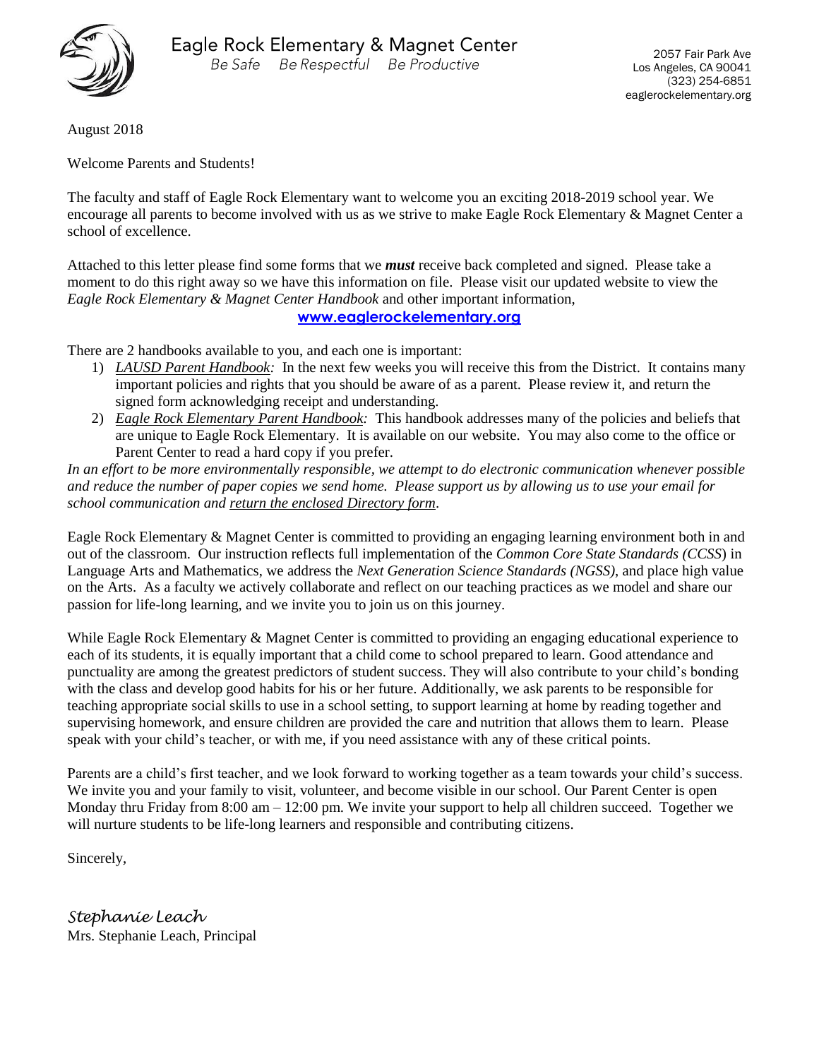# Eagle Rock Elementary & Magnet Center

*Be Safe   Be Respectful   Be Productive*

2057 Fair Park Ave
Los Angeles, CA 90041
(323) 254-6851
eaglerockelementary.org

August 2018

Welcome Parents and Students!

The faculty and staff of Eagle Rock Elementary want to welcome you an exciting 2018-2019 school year. We encourage all parents to become involved with us as we strive to make Eagle Rock Elementary & Magnet Center a school of excellence.

Attached to this letter please find some forms that we ***must*** receive back completed and signed. Please take a moment to do this right away so we have this information on file. Please visit our updated website to view the *Eagle Rock Elementary & Magnet Center Handbook* and other important information,

**www.eaglerockelementary.org**

There are 2 handbooks available to you, and each one is important:

1) *LAUSD Parent Handbook:* In the next few weeks you will receive this from the District. It contains many important policies and rights that you should be aware of as a parent. Please review it, and return the signed form acknowledging receipt and understanding.
2) *Eagle Rock Elementary Parent Handbook:* This handbook addresses many of the policies and beliefs that are unique to Eagle Rock Elementary. It is available on our website. You may also come to the office or Parent Center to read a hard copy if you prefer.

*In an effort to be more environmentally responsible, we attempt to do electronic communication whenever possible and reduce the number of paper copies we send home. Please support us by allowing us to use your email for school communication and return the enclosed Directory form.*

Eagle Rock Elementary & Magnet Center is committed to providing an engaging learning environment both in and out of the classroom. Our instruction reflects full implementation of the *Common Core State Standards (CCSS*) in Language Arts and Mathematics, we address the *Next Generation Science Standards (NGSS)*, and place high value on the Arts. As a faculty we actively collaborate and reflect on our teaching practices as we model and share our passion for life-long learning, and we invite you to join us on this journey.

While Eagle Rock Elementary & Magnet Center is committed to providing an engaging educational experience to each of its students, it is equally important that a child come to school prepared to learn. Good attendance and punctuality are among the greatest predictors of student success. They will also contribute to your child's bonding with the class and develop good habits for his or her future. Additionally, we ask parents to be responsible for teaching appropriate social skills to use in a school setting, to support learning at home by reading together and supervising homework, and ensure children are provided the care and nutrition that allows them to learn. Please speak with your child's teacher, or with me, if you need assistance with any of these critical points.

Parents are a child's first teacher, and we look forward to working together as a team towards your child's success. We invite you and your family to visit, volunteer, and become visible in our school. Our Parent Center is open Monday thru Friday from 8:00 am – 12:00 pm. We invite your support to help all children succeed. Together we will nurture students to be life-long learners and responsible and contributing citizens.

Sincerely,

*Stephanie Leach*
Mrs. Stephanie Leach, Principal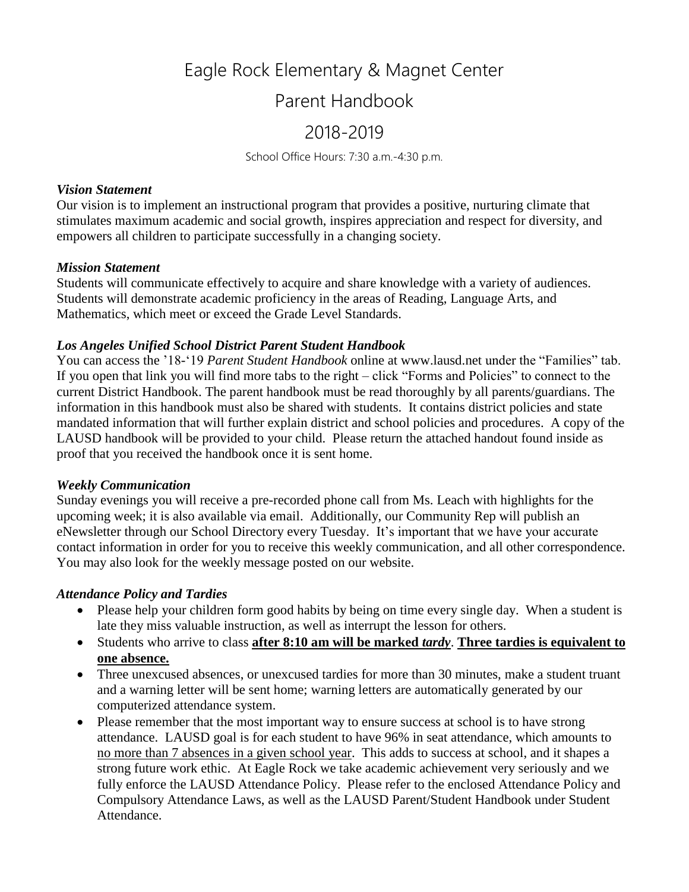# Eagle Rock Elementary & Magnet Center

# Parent Handbook

# 2018-2019

School Office Hours: 7:30 a.m.-4:30 p.m.

### *Vision Statement*

Our vision is to implement an instructional program that provides a positive, nurturing climate that stimulates maximum academic and social growth, inspires appreciation and respect for diversity, and empowers all children to participate successfully in a changing society.

### *Mission Statement*

Students will communicate effectively to acquire and share knowledge with a variety of audiences. Students will demonstrate academic proficiency in the areas of Reading, Language Arts, and Mathematics, which meet or exceed the Grade Level Standards.

### *Los Angeles Unified School District Parent Student Handbook*

You can access the '18-'19 *Parent Student Handbook* online at www.lausd.net under the "Families" tab. If you open that link you will find more tabs to the right – click "Forms and Policies" to connect to the current District Handbook. The parent handbook must be read thoroughly by all parents/guardians. The information in this handbook must also be shared with students. It contains district policies and state mandated information that will further explain district and school policies and procedures. A copy of the LAUSD handbook will be provided to your child. Please return the attached handout found inside as proof that you received the handbook once it is sent home.

### *Weekly Communication*

Sunday evenings you will receive a pre-recorded phone call from Ms. Leach with highlights for the upcoming week; it is also available via email. Additionally, our Community Rep will publish an eNewsletter through our School Directory every Tuesday. It's important that we have your accurate contact information in order for you to receive this weekly communication, and all other correspondence. You may also look for the weekly message posted on our website.

### *Attendance Policy and Tardies*

- Please help your children form good habits by being on time every single day. When a student is late they miss valuable instruction, as well as interrupt the lesson for others.
- Students who arrive to class **after 8:10 am will be marked *tardy***. **Three tardies is equivalent to one absence.**
- Three unexcused absences, or unexcused tardies for more than 30 minutes, make a student truant and a warning letter will be sent home; warning letters are automatically generated by our computerized attendance system.
- Please remember that the most important way to ensure success at school is to have strong attendance. LAUSD goal is for each student to have 96% in seat attendance, which amounts to no more than 7 absences in a given school year. This adds to success at school, and it shapes a strong future work ethic. At Eagle Rock we take academic achievement very seriously and we fully enforce the LAUSD Attendance Policy. Please refer to the enclosed Attendance Policy and Compulsory Attendance Laws, as well as the LAUSD Parent/Student Handbook under Student Attendance.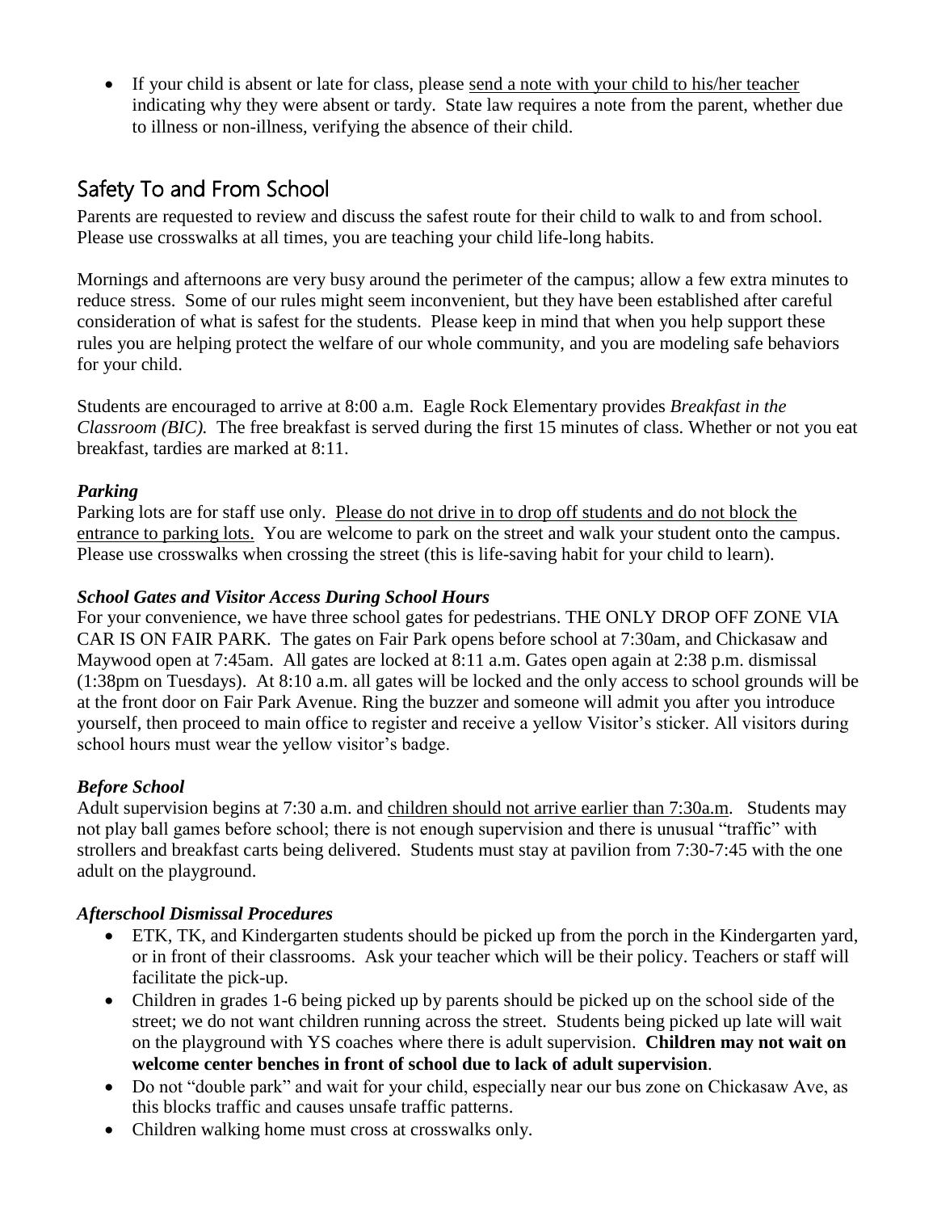- If your child is absent or late for class, please <u>send a note with your child to his/her teacher</u> indicating why they were absent or tardy. State law requires a note from the parent, whether due to illness or non-illness, verifying the absence of their child.

## Safety To and From School

Parents are requested to review and discuss the safest route for their child to walk to and from school. Please use crosswalks at all times, you are teaching your child life-long habits.

Mornings and afternoons are very busy around the perimeter of the campus; allow a few extra minutes to reduce stress. Some of our rules might seem inconvenient, but they have been established after careful consideration of what is safest for the students. Please keep in mind that when you help support these rules you are helping protect the welfare of our whole community, and you are modeling safe behaviors for your child.

Students are encouraged to arrive at 8:00 a.m. Eagle Rock Elementary provides *Breakfast in the Classroom (BIC).* The free breakfast is served during the first 15 minutes of class. Whether or not you eat breakfast, tardies are marked at 8:11.

### *Parking*

Parking lots are for staff use only. <u>Please do not drive in to drop off students and do not block the entrance to parking lots.</u> You are welcome to park on the street and walk your student onto the campus. Please use crosswalks when crossing the street (this is life-saving habit for your child to learn).

### *School Gates and Visitor Access During School Hours*

For your convenience, we have three school gates for pedestrians. THE ONLY DROP OFF ZONE VIA CAR IS ON FAIR PARK. The gates on Fair Park opens before school at 7:30am, and Chickasaw and Maywood open at 7:45am. All gates are locked at 8:11 a.m. Gates open again at 2:38 p.m. dismissal (1:38pm on Tuesdays). At 8:10 a.m. all gates will be locked and the only access to school grounds will be at the front door on Fair Park Avenue. Ring the buzzer and someone will admit you after you introduce yourself, then proceed to main office to register and receive a yellow Visitor's sticker. All visitors during school hours must wear the yellow visitor's badge.

### *Before School*

Adult supervision begins at 7:30 a.m. and <u>children should not arrive earlier than 7:30a.m</u>. Students may not play ball games before school; there is not enough supervision and there is unusual "traffic" with strollers and breakfast carts being delivered. Students must stay at pavilion from 7:30-7:45 with the one adult on the playground.

### *Afterschool Dismissal Procedures*

- ETK, TK, and Kindergarten students should be picked up from the porch in the Kindergarten yard, or in front of their classrooms. Ask your teacher which will be their policy. Teachers or staff will facilitate the pick-up.
- Children in grades 1-6 being picked up by parents should be picked up on the school side of the street; we do not want children running across the street. Students being picked up late will wait on the playground with YS coaches where there is adult supervision. **Children may not wait on welcome center benches in front of school due to lack of adult supervision**.
- Do not "double park" and wait for your child, especially near our bus zone on Chickasaw Ave, as this blocks traffic and causes unsafe traffic patterns.
- Children walking home must cross at crosswalks only.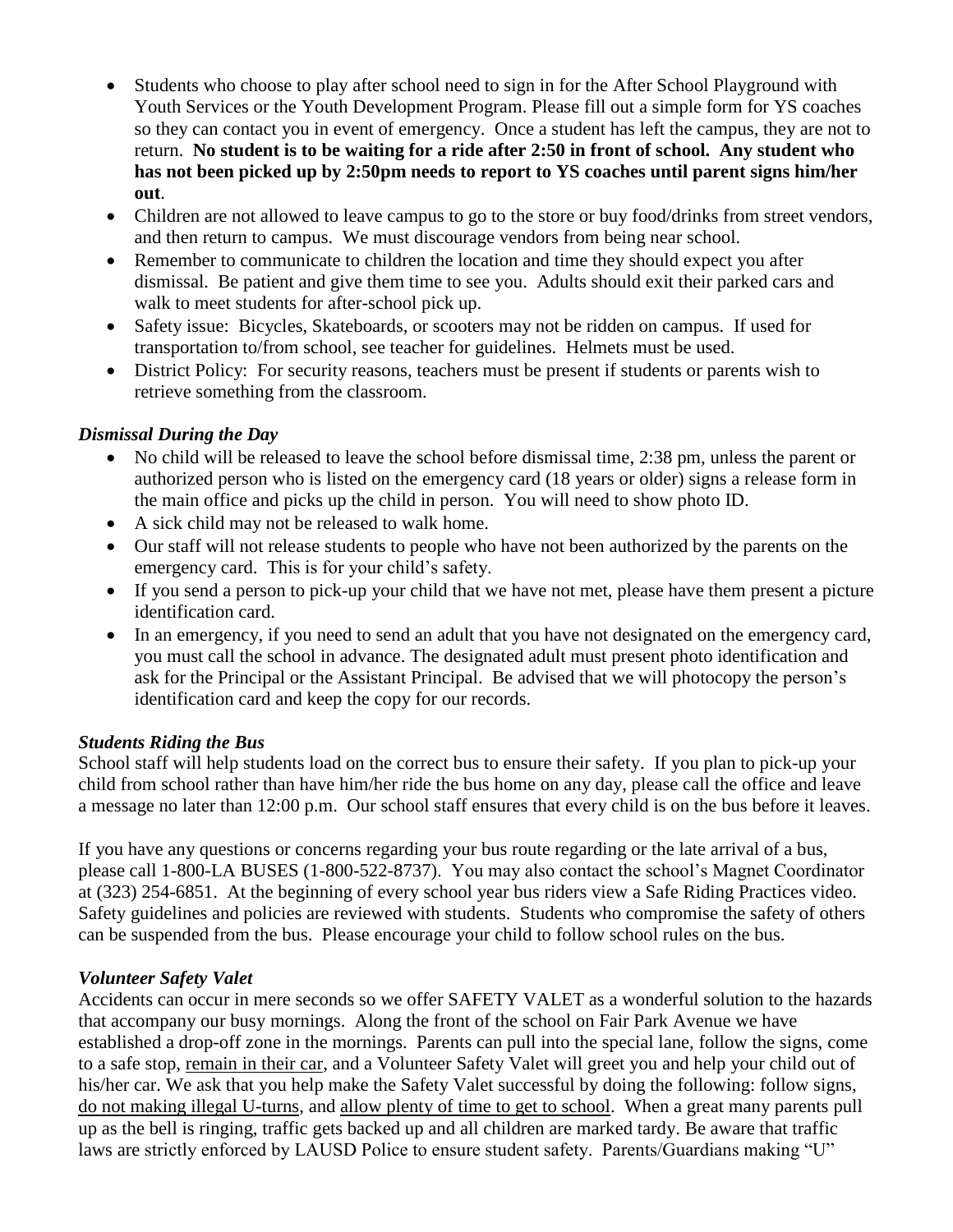- Students who choose to play after school need to sign in for the After School Playground with Youth Services or the Youth Development Program. Please fill out a simple form for YS coaches so they can contact you in event of emergency. Once a student has left the campus, they are not to return. **No student is to be waiting for a ride after 2:50 in front of school. Any student who has not been picked up by 2:50pm needs to report to YS coaches until parent signs him/her out**.
- Children are not allowed to leave campus to go to the store or buy food/drinks from street vendors, and then return to campus. We must discourage vendors from being near school.
- Remember to communicate to children the location and time they should expect you after dismissal. Be patient and give them time to see you. Adults should exit their parked cars and walk to meet students for after-school pick up.
- Safety issue: Bicycles, Skateboards, or scooters may not be ridden on campus. If used for transportation to/from school, see teacher for guidelines. Helmets must be used.
- District Policy: For security reasons, teachers must be present if students or parents wish to retrieve something from the classroom.

### *Dismissal During the Day*

- No child will be released to leave the school before dismissal time, 2:38 pm, unless the parent or authorized person who is listed on the emergency card (18 years or older) signs a release form in the main office and picks up the child in person. You will need to show photo ID.
- A sick child may not be released to walk home.
- Our staff will not release students to people who have not been authorized by the parents on the emergency card. This is for your child's safety.
- If you send a person to pick-up your child that we have not met, please have them present a picture identification card.
- In an emergency, if you need to send an adult that you have not designated on the emergency card, you must call the school in advance. The designated adult must present photo identification and ask for the Principal or the Assistant Principal. Be advised that we will photocopy the person's identification card and keep the copy for our records.

### *Students Riding the Bus*

School staff will help students load on the correct bus to ensure their safety. If you plan to pick-up your child from school rather than have him/her ride the bus home on any day, please call the office and leave a message no later than 12:00 p.m. Our school staff ensures that every child is on the bus before it leaves.

If you have any questions or concerns regarding your bus route regarding or the late arrival of a bus, please call 1-800-LA BUSES (1-800-522-8737). You may also contact the school's Magnet Coordinator at (323) 254-6851. At the beginning of every school year bus riders view a Safe Riding Practices video. Safety guidelines and policies are reviewed with students. Students who compromise the safety of others can be suspended from the bus. Please encourage your child to follow school rules on the bus.

### *Volunteer Safety Valet*

Accidents can occur in mere seconds so we offer SAFETY VALET as a wonderful solution to the hazards that accompany our busy mornings. Along the front of the school on Fair Park Avenue we have established a drop-off zone in the mornings. Parents can pull into the special lane, follow the signs, come to a safe stop, <u>remain in their car</u>, and a Volunteer Safety Valet will greet you and help your child out of his/her car. We ask that you help make the Safety Valet successful by doing the following: follow signs, <u>do not making illegal U-turns</u>, and <u>allow plenty of time to get to school</u>. When a great many parents pull up as the bell is ringing, traffic gets backed up and all children are marked tardy. Be aware that traffic laws are strictly enforced by LAUSD Police to ensure student safety. Parents/Guardians making "U"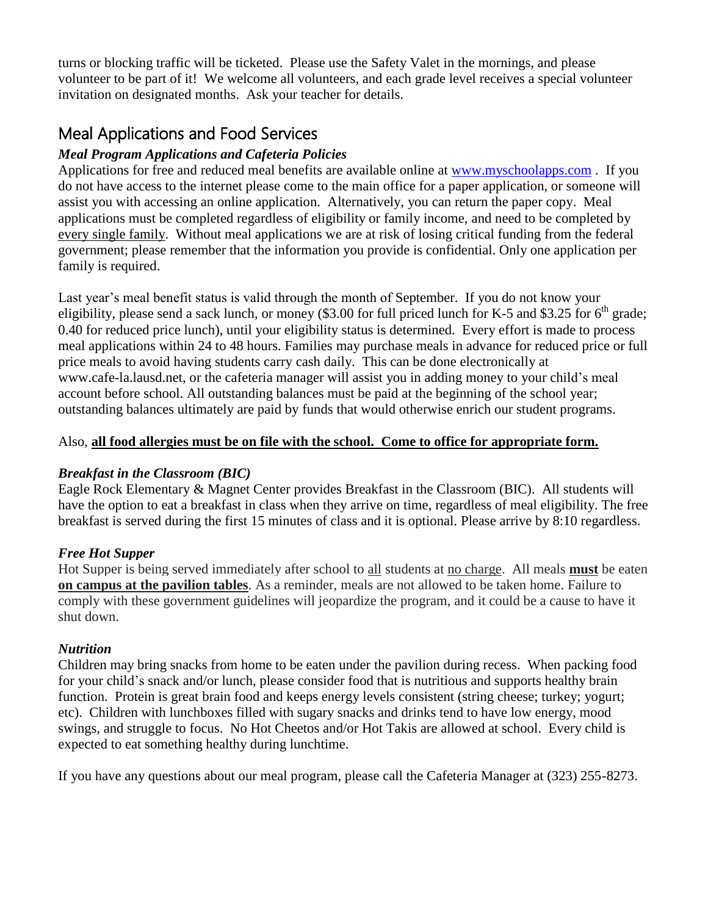turns or blocking traffic will be ticketed. Please use the Safety Valet in the mornings, and please volunteer to be part of it! We welcome all volunteers, and each grade level receives a special volunteer invitation on designated months. Ask your teacher for details.

## Meal Applications and Food Services

### *Meal Program Applications and Cafeteria Policies*

Applications for free and reduced meal benefits are available online at www.myschoolapps.com . If you do not have access to the internet please come to the main office for a paper application, or someone will assist you with accessing an online application. Alternatively, you can return the paper copy. Meal applications must be completed regardless of eligibility or family income, and need to be completed by every single family. Without meal applications we are at risk of losing critical funding from the federal government; please remember that the information you provide is confidential. Only one application per family is required.

Last year's meal benefit status is valid through the month of September. If you do not know your eligibility, please send a sack lunch, or money ($3.00 for full priced lunch for K-5 and $3.25 for 6th grade; 0.40 for reduced price lunch), until your eligibility status is determined. Every effort is made to process meal applications within 24 to 48 hours. Families may purchase meals in advance for reduced price or full price meals to avoid having students carry cash daily. This can be done electronically at www.cafe-la.lausd.net, or the cafeteria manager will assist you in adding money to your child's meal account before school. All outstanding balances must be paid at the beginning of the school year; outstanding balances ultimately are paid by funds that would otherwise enrich our student programs.

Also, **all food allergies must be on file with the school. Come to office for appropriate form.**

### *Breakfast in the Classroom (BIC)*

Eagle Rock Elementary & Magnet Center provides Breakfast in the Classroom (BIC). All students will have the option to eat a breakfast in class when they arrive on time, regardless of meal eligibility. The free breakfast is served during the first 15 minutes of class and it is optional. Please arrive by 8:10 regardless.

### *Free Hot Supper*

Hot Supper is being served immediately after school to all students at no charge. All meals **must** be eaten **on campus at the pavilion tables**. As a reminder, meals are not allowed to be taken home. Failure to comply with these government guidelines will jeopardize the program, and it could be a cause to have it shut down.

### *Nutrition*

Children may bring snacks from home to be eaten under the pavilion during recess. When packing food for your child's snack and/or lunch, please consider food that is nutritious and supports healthy brain function. Protein is great brain food and keeps energy levels consistent (string cheese; turkey; yogurt; etc). Children with lunchboxes filled with sugary snacks and drinks tend to have low energy, mood swings, and struggle to focus. No Hot Cheetos and/or Hot Takis are allowed at school. Every child is expected to eat something healthy during lunchtime.

If you have any questions about our meal program, please call the Cafeteria Manager at (323) 255-8273.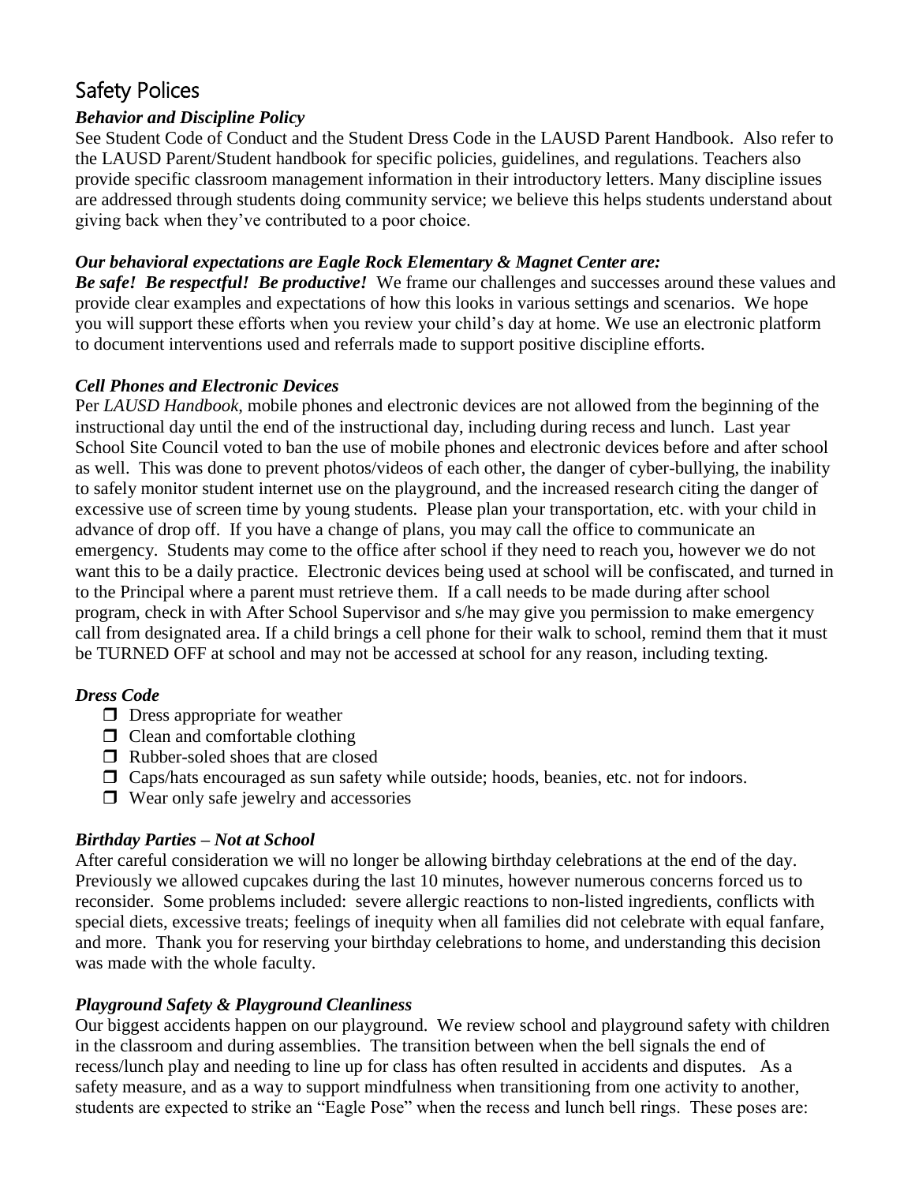## Safety Polices

### *Behavior and Discipline Policy*

See Student Code of Conduct and the Student Dress Code in the LAUSD Parent Handbook. Also refer to the LAUSD Parent/Student handbook for specific policies, guidelines, and regulations. Teachers also provide specific classroom management information in their introductory letters. Many discipline issues are addressed through students doing community service; we believe this helps students understand about giving back when they've contributed to a poor choice.

### *Our behavioral expectations are Eagle Rock Elementary & Magnet Center are:*

***Be safe! Be respectful! Be productive!*** We frame our challenges and successes around these values and provide clear examples and expectations of how this looks in various settings and scenarios. We hope you will support these efforts when you review your child's day at home. We use an electronic platform to document interventions used and referrals made to support positive discipline efforts.

### *Cell Phones and Electronic Devices*

Per *LAUSD Handbook,* mobile phones and electronic devices are not allowed from the beginning of the instructional day until the end of the instructional day, including during recess and lunch. Last year School Site Council voted to ban the use of mobile phones and electronic devices before and after school as well. This was done to prevent photos/videos of each other, the danger of cyber-bullying, the inability to safely monitor student internet use on the playground, and the increased research citing the danger of excessive use of screen time by young students. Please plan your transportation, etc. with your child in advance of drop off. If you have a change of plans, you may call the office to communicate an emergency. Students may come to the office after school if they need to reach you, however we do not want this to be a daily practice. Electronic devices being used at school will be confiscated, and turned in to the Principal where a parent must retrieve them. If a call needs to be made during after school program, check in with After School Supervisor and s/he may give you permission to make emergency call from designated area. If a child brings a cell phone for their walk to school, remind them that it must be TURNED OFF at school and may not be accessed at school for any reason, including texting.

### *Dress Code*

- Dress appropriate for weather
- Clean and comfortable clothing
- Rubber-soled shoes that are closed
- Caps/hats encouraged as sun safety while outside; hoods, beanies, etc. not for indoors.
- Wear only safe jewelry and accessories

### *Birthday Parties – Not at School*

After careful consideration we will no longer be allowing birthday celebrations at the end of the day. Previously we allowed cupcakes during the last 10 minutes, however numerous concerns forced us to reconsider. Some problems included: severe allergic reactions to non-listed ingredients, conflicts with special diets, excessive treats; feelings of inequity when all families did not celebrate with equal fanfare, and more. Thank you for reserving your birthday celebrations to home, and understanding this decision was made with the whole faculty.

### *Playground Safety & Playground Cleanliness*

Our biggest accidents happen on our playground. We review school and playground safety with children in the classroom and during assemblies. The transition between when the bell signals the end of recess/lunch play and needing to line up for class has often resulted in accidents and disputes. As a safety measure, and as a way to support mindfulness when transitioning from one activity to another, students are expected to strike an "Eagle Pose" when the recess and lunch bell rings. These poses are: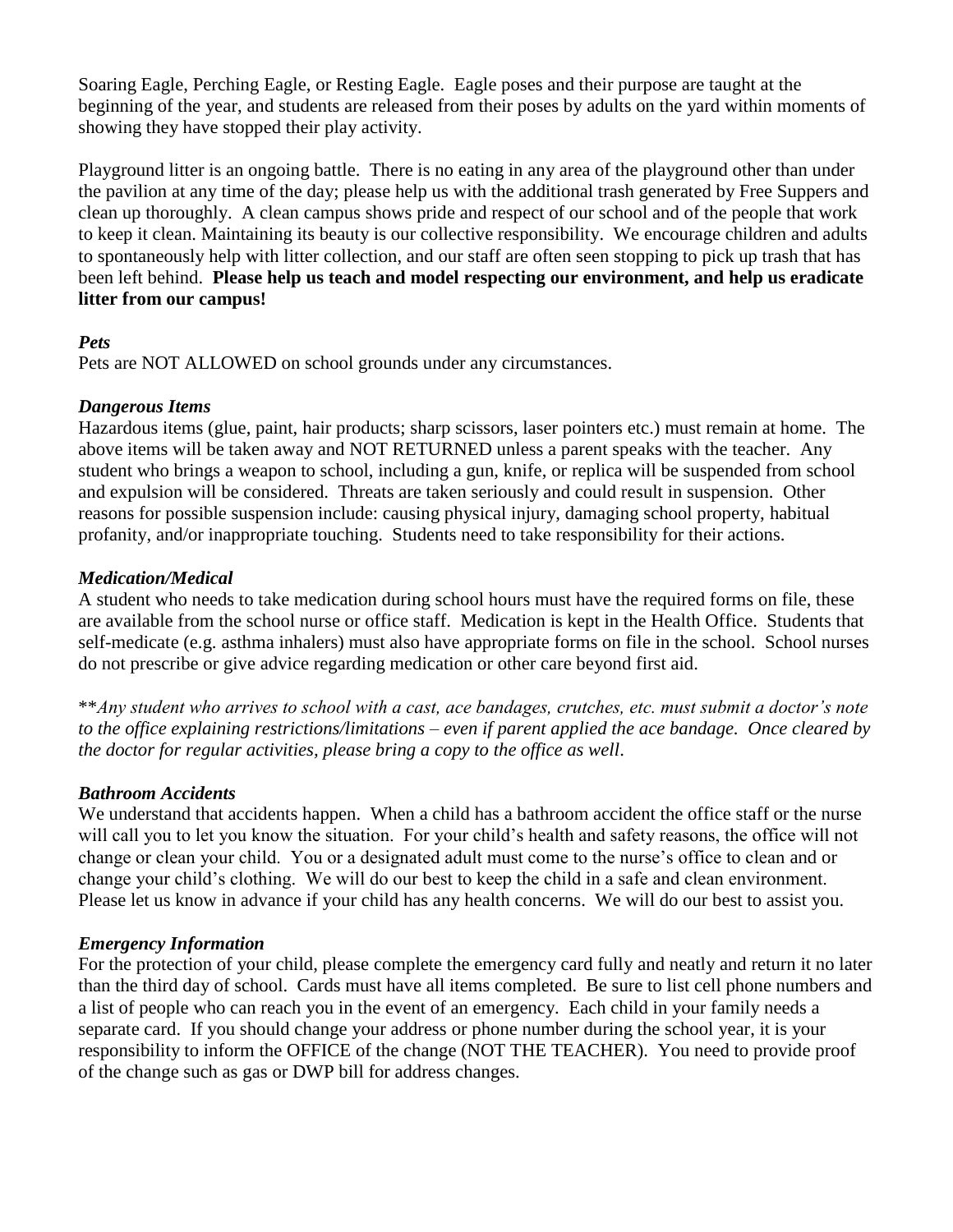Soaring Eagle, Perching Eagle, or Resting Eagle. Eagle poses and their purpose are taught at the beginning of the year, and students are released from their poses by adults on the yard within moments of showing they have stopped their play activity.

Playground litter is an ongoing battle. There is no eating in any area of the playground other than under the pavilion at any time of the day; please help us with the additional trash generated by Free Suppers and clean up thoroughly. A clean campus shows pride and respect of our school and of the people that work to keep it clean. Maintaining its beauty is our collective responsibility. We encourage children and adults to spontaneously help with litter collection, and our staff are often seen stopping to pick up trash that has been left behind. **Please help us teach and model respecting our environment, and help us eradicate litter from our campus!**

***Pets***

Pets are NOT ALLOWED on school grounds under any circumstances.

***Dangerous Items***

Hazardous items (glue, paint, hair products; sharp scissors, laser pointers etc.) must remain at home. The above items will be taken away and NOT RETURNED unless a parent speaks with the teacher. Any student who brings a weapon to school, including a gun, knife, or replica will be suspended from school and expulsion will be considered. Threats are taken seriously and could result in suspension. Other reasons for possible suspension include: causing physical injury, damaging school property, habitual profanity, and/or inappropriate touching. Students need to take responsibility for their actions.

***Medication/Medical***

A student who needs to take medication during school hours must have the required forms on file, these are available from the school nurse or office staff. Medication is kept in the Health Office. Students that self-medicate (e.g. asthma inhalers) must also have appropriate forms on file in the school. School nurses do not prescribe or give advice regarding medication or other care beyond first aid.

\*\**Any student who arrives to school with a cast, ace bandages, crutches, etc. must submit a doctor's note to the office explaining restrictions/limitations – even if parent applied the ace bandage. Once cleared by the doctor for regular activities, please bring a copy to the office as well*.

***Bathroom Accidents***

We understand that accidents happen. When a child has a bathroom accident the office staff or the nurse will call you to let you know the situation. For your child's health and safety reasons, the office will not change or clean your child. You or a designated adult must come to the nurse's office to clean and or change your child's clothing. We will do our best to keep the child in a safe and clean environment. Please let us know in advance if your child has any health concerns. We will do our best to assist you.

***Emergency Information***

For the protection of your child, please complete the emergency card fully and neatly and return it no later than the third day of school. Cards must have all items completed. Be sure to list cell phone numbers and a list of people who can reach you in the event of an emergency. Each child in your family needs a separate card. If you should change your address or phone number during the school year, it is your responsibility to inform the OFFICE of the change (NOT THE TEACHER). You need to provide proof of the change such as gas or DWP bill for address changes.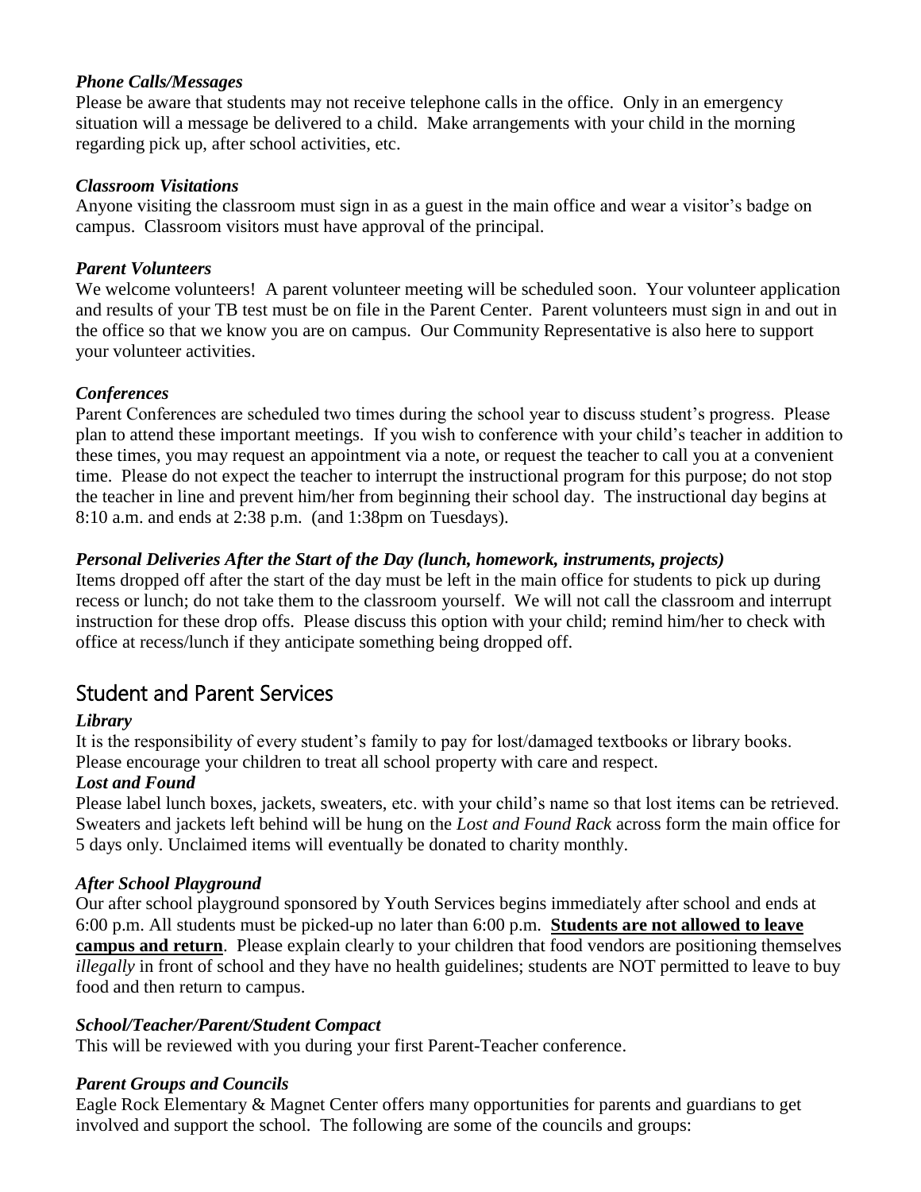***Phone Calls/Messages***

Please be aware that students may not receive telephone calls in the office. Only in an emergency situation will a message be delivered to a child. Make arrangements with your child in the morning regarding pick up, after school activities, etc.

***Classroom Visitations***

Anyone visiting the classroom must sign in as a guest in the main office and wear a visitor's badge on campus. Classroom visitors must have approval of the principal.

***Parent Volunteers***

We welcome volunteers! A parent volunteer meeting will be scheduled soon. Your volunteer application and results of your TB test must be on file in the Parent Center. Parent volunteers must sign in and out in the office so that we know you are on campus. Our Community Representative is also here to support your volunteer activities.

***Conferences***

Parent Conferences are scheduled two times during the school year to discuss student's progress. Please plan to attend these important meetings. If you wish to conference with your child's teacher in addition to these times, you may request an appointment via a note, or request the teacher to call you at a convenient time. Please do not expect the teacher to interrupt the instructional program for this purpose; do not stop the teacher in line and prevent him/her from beginning their school day. The instructional day begins at 8:10 a.m. and ends at 2:38 p.m. (and 1:38pm on Tuesdays).

***Personal Deliveries After the Start of the Day (lunch, homework, instruments, projects)***

Items dropped off after the start of the day must be left in the main office for students to pick up during recess or lunch; do not take them to the classroom yourself. We will not call the classroom and interrupt instruction for these drop offs. Please discuss this option with your child; remind him/her to check with office at recess/lunch if they anticipate something being dropped off.

## Student and Parent Services

***Library***

It is the responsibility of every student's family to pay for lost/damaged textbooks or library books. Please encourage your children to treat all school property with care and respect.

***Lost and Found***

Please label lunch boxes, jackets, sweaters, etc. with your child's name so that lost items can be retrieved. Sweaters and jackets left behind will be hung on the *Lost and Found Rack* across form the main office for 5 days only. Unclaimed items will eventually be donated to charity monthly.

***After School Playground***

Our after school playground sponsored by Youth Services begins immediately after school and ends at 6:00 p.m. All students must be picked-up no later than 6:00 p.m. **<u>Students are not allowed to leave campus and return</u>**. Please explain clearly to your children that food vendors are positioning themselves *illegally* in front of school and they have no health guidelines; students are NOT permitted to leave to buy food and then return to campus.

***School/Teacher/Parent/Student Compact***

This will be reviewed with you during your first Parent-Teacher conference.

***Parent Groups and Councils***

Eagle Rock Elementary & Magnet Center offers many opportunities for parents and guardians to get involved and support the school. The following are some of the councils and groups: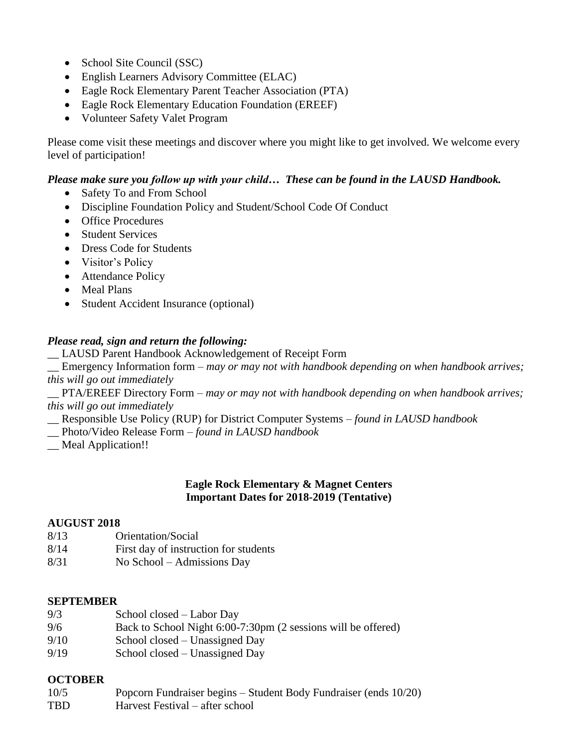- School Site Council (SSC)
- English Learners Advisory Committee (ELAC)
- Eagle Rock Elementary Parent Teacher Association (PTA)
- Eagle Rock Elementary Education Foundation (EREEF)
- Volunteer Safety Valet Program

Please come visit these meetings and discover where you might like to get involved. We welcome every level of participation!

***Please make sure you follow up with your child… These can be found in the LAUSD Handbook.***

- Safety To and From School
- Discipline Foundation Policy and Student/School Code Of Conduct
- Office Procedures
- Student Services
- Dress Code for Students
- Visitor's Policy
- Attendance Policy
- Meal Plans
- Student Accident Insurance (optional)

***Please read, sign and return the following:***

__ LAUSD Parent Handbook Acknowledgement of Receipt Form
__ Emergency Information form – *may or may not with handbook depending on when handbook arrives; this will go out immediately*
__ PTA/EREEF Directory Form – *may or may not with handbook depending on when handbook arrives; this will go out immediately*
__ Responsible Use Policy (RUP) for District Computer Systems – *found in LAUSD handbook*
__ Photo/Video Release Form – *found in LAUSD handbook*
__ Meal Application!!

**Eagle Rock Elementary & Magnet Centers**
**Important Dates for 2018-2019 (Tentative)**

**AUGUST 2018**

| | |
|---|---|
| 8/13 | Orientation/Social |
| 8/14 | First day of instruction for students |
| 8/31 | No School – Admissions Day |

**SEPTEMBER**

| | |
|---|---|
| 9/3 | School closed – Labor Day |
| 9/6 | Back to School Night 6:00-7:30pm (2 sessions will be offered) |
| 9/10 | School closed – Unassigned Day |
| 9/19 | School closed – Unassigned Day |

**OCTOBER**

| | |
|---|---|
| 10/5 | Popcorn Fundraiser begins – Student Body Fundraiser (ends 10/20) |
| TBD | Harvest Festival – after school |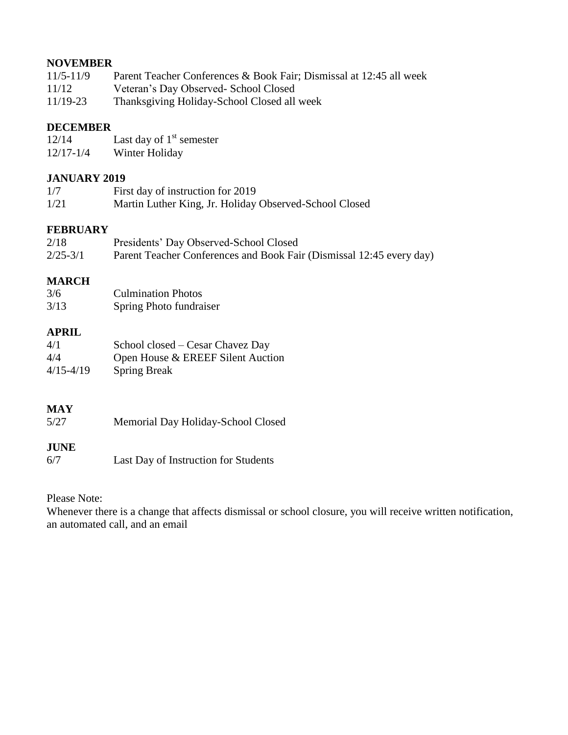**NOVEMBER**

| | |
|---|---|
| 11/5-11/9 | Parent Teacher Conferences & Book Fair; Dismissal at 12:45 all week |
| 11/12 | Veteran's Day Observed- School Closed |
| 11/19-23 | Thanksgiving Holiday-School Closed all week |

**DECEMBER**

| | |
|---|---|
| 12/14 | Last day of 1st semester |
| 12/17-1/4 | Winter Holiday |

**JANUARY 2019**

| | |
|---|---|
| 1/7 | First day of instruction for 2019 |
| 1/21 | Martin Luther King, Jr. Holiday Observed-School Closed |

**FEBRUARY**

| | |
|---|---|
| 2/18 | Presidents' Day Observed-School Closed |
| 2/25-3/1 | Parent Teacher Conferences and Book Fair (Dismissal 12:45 every day) |

**MARCH**

| | |
|---|---|
| 3/6 | Culmination Photos |
| 3/13 | Spring Photo fundraiser |

**APRIL**

| | |
|---|---|
| 4/1 | School closed – Cesar Chavez Day |
| 4/4 | Open House & EREEF Silent Auction |
| 4/15-4/19 | Spring Break |

**MAY**

| | |
|---|---|
| 5/27 | Memorial Day Holiday-School Closed |

**JUNE**

| | |
|---|---|
| 6/7 | Last Day of Instruction for Students |

Please Note:
Whenever there is a change that affects dismissal or school closure, you will receive written notification, an automated call, and an email